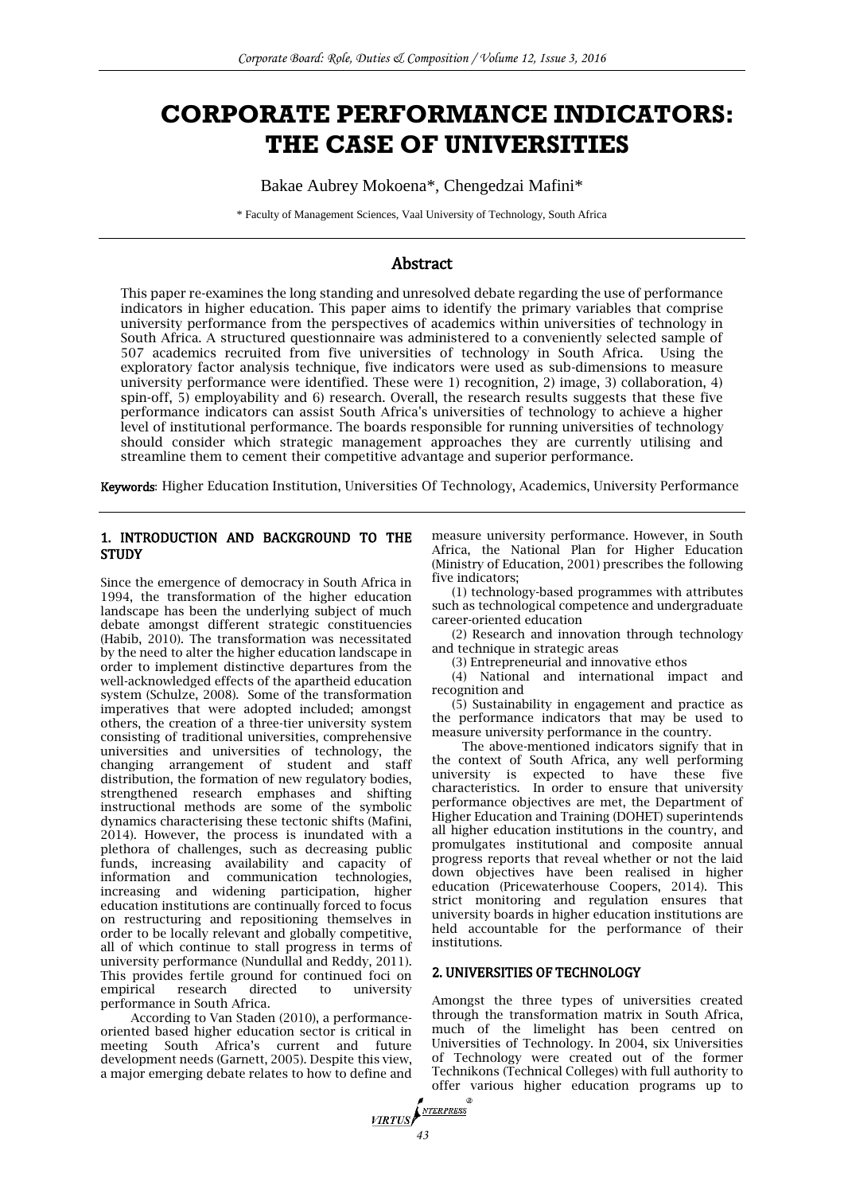# CORPORATE PERFORMANCE INDICATORS: THE CASE OF UNIVERSITIES

Bakae Aubrey Mokoena*, Chengedzai Mafini*

\* Faculty of Management Sciences, Vaal University of Technology, South Africa

## Abstract

This paper re-examines the long standing and unresolved debate regarding the use of performance indicators in higher education. This paper aims to identify the primary variables that comprise university performance from the perspectives of academics within universities of technology in South Africa. A structured questionnaire was administered to a conveniently selected sample of 507 academics recruited from five universities of technology in South Africa. Using the exploratory factor analysis technique, five indicators were used as sub-dimensions to measure university performance were identified. These were 1) recognition, 2) image, 3) collaboration, 4) spin-off, 5) employability and 6) research. Overall, the research results suggests that these five performance indicators can assist South Africa's universities of technology to achieve a higher level of institutional performance. The boards responsible for running universities of technology should consider which strategic management approaches they are currently utilising and streamline them to cement their competitive advantage and superior performance.

**Keywords**: Higher Education Institution, Universities Of Technology, Academics, University Performance

## 1. INTRODUCTION AND BACKGROUND TO THE STUDY

Since the emergence of democracy in South Africa in 1994, the transformation of the higher education landscape has been the underlying subject of much debate amongst different strategic constituencies (Habib, 2010). The transformation was necessitated by the need to alter the higher education landscape in order to implement distinctive departures from the well-acknowledged effects of the apartheid education system (Schulze, 2008). Some of the transformation imperatives that were adopted included; amongst others, the creation of a three-tier university system consisting of traditional universities, comprehensive universities and universities of technology, the changing arrangement of student and staff distribution, the formation of new regulatory bodies, strengthened research emphases and shifting instructional methods are some of the symbolic dynamics characterising these tectonic shifts (Mafini, 2014). However, the process is inundated with a plethora of challenges, such as decreasing public funds, increasing availability and capacity of information and communication technologies, increasing and widening participation, higher education institutions are continually forced to focus on restructuring and repositioning themselves in order to be locally relevant and globally competitive, all of which continue to stall progress in terms of university performance (Nundullal and Reddy, 2011). This provides fertile ground for continued foci on empirical research directed to university performance in South Africa.

According to Van Staden (2010), a performance-oriented based higher education sector is critical in meeting South Africa's current and future development needs (Garnett, 2005). Despite this view, a major emerging debate relates to how to define and measure university performance. However, in South Africa, the National Plan for Higher Education (Ministry of Education, 2001) prescribes the following five indicators;

(1) technology-based programmes with attributes such as technological competence and undergraduate career-oriented education

(2) Research and innovation through technology and technique in strategic areas

(3) Entrepreneurial and innovative ethos

(4) National and international impact and recognition and

(5) Sustainability in engagement and practice as the performance indicators that may be used to measure university performance in the country.

The above-mentioned indicators signify that in the context of South Africa, any well performing university is expected to have these five characteristics. In order to ensure that university performance objectives are met, the Department of Higher Education and Training (DOHET) superintends all higher education institutions in the country, and promulgates institutional and composite annual progress reports that reveal whether or not the laid down objectives have been realised in higher education (Pricewaterhouse Coopers, 2014). This strict monitoring and regulation ensures that university boards in higher education institutions are held accountable for the performance of their institutions.

## 2. UNIVERSITIES OF TECHNOLOGY

Amongst the three types of universities created through the transformation matrix in South Africa, much of the limelight has been centred on Universities of Technology. In 2004, six Universities of Technology were created out of the former Technikons (Technical Colleges) with full authority to offer various higher education programs up to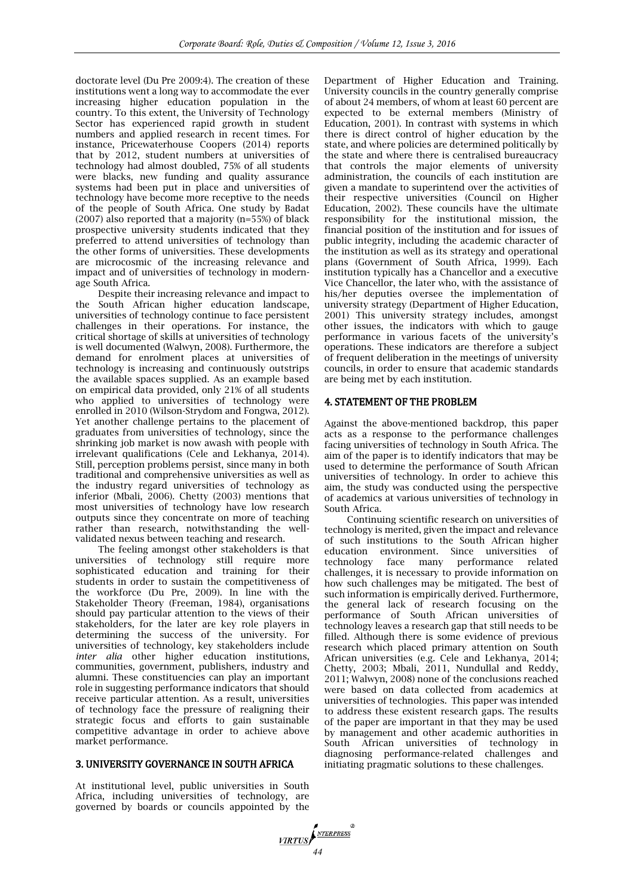doctorate level (Du Pre 2009:4). The creation of these institutions went a long way to accommodate the ever increasing higher education population in the country. To this extent, the University of Technology Sector has experienced rapid growth in student numbers and applied research in recent times. For instance, Pricewaterhouse Coopers (2014) reports that by 2012, student numbers at universities of technology had almost doubled, 75% of all students were blacks, new funding and quality assurance systems had been put in place and universities of technology have become more receptive to the needs of the people of South Africa. One study by Badat (2007) also reported that a majority (n=55%) of black prospective university students indicated that they preferred to attend universities of technology than the other forms of universities. These developments are microcosmic of the increasing relevance and impact and of universities of technology in modern-age South Africa.

Despite their increasing relevance and impact to the South African higher education landscape, universities of technology continue to face persistent challenges in their operations. For instance, the critical shortage of skills at universities of technology is well documented (Walwyn, 2008). Furthermore, the demand for enrolment places at universities of technology is increasing and continuously outstrips the available spaces supplied. As an example based on empirical data provided, only 21% of all students who applied to universities of technology were enrolled in 2010 (Wilson-Strydom and Fongwa, 2012). Yet another challenge pertains to the placement of graduates from universities of technology, since the shrinking job market is now awash with people with irrelevant qualifications (Cele and Lekhanya, 2014). Still, perception problems persist, since many in both traditional and comprehensive universities as well as the industry regard universities of technology as inferior (Mbali, 2006). Chetty (2003) mentions that most universities of technology have low research outputs since they concentrate on more of teaching rather than research, notwithstanding the well-validated nexus between teaching and research.

The feeling amongst other stakeholders is that universities of technology still require more sophisticated education and training for their students in order to sustain the competitiveness of the workforce (Du Pre, 2009). In line with the Stakeholder Theory (Freeman, 1984), organisations should pay particular attention to the views of their stakeholders, for the later are key role players in determining the success of the university. For universities of technology, key stakeholders include *inter alia* other higher education institutions, communities, government, publishers, industry and alumni. These constituencies can play an important role in suggesting performance indicators that should receive particular attention. As a result, universities of technology face the pressure of realigning their strategic focus and efforts to gain sustainable competitive advantage in order to achieve above market performance.

## 3. UNIVERSITY GOVERNANCE IN SOUTH AFRICA

At institutional level, public universities in South Africa, including universities of technology, are governed by boards or councils appointed by the Department of Higher Education and Training. University councils in the country generally comprise of about 24 members, of whom at least 60 percent are expected to be external members (Ministry of Education, 2001). In contrast with systems in which there is direct control of higher education by the state, and where policies are determined politically by the state and where there is centralised bureaucracy that controls the major elements of university administration, the councils of each institution are given a mandate to superintend over the activities of their respective universities (Council on Higher Education, 2002). These councils have the ultimate responsibility for the institutional mission, the financial position of the institution and for issues of public integrity, including the academic character of the institution as well as its strategy and operational plans (Government of South Africa, 1999). Each institution typically has a Chancellor and a executive Vice Chancellor, the later who, with the assistance of his/her deputies oversee the implementation of university strategy (Department of Higher Education, 2001) This university strategy includes, amongst other issues, the indicators with which to gauge performance in various facets of the university's operations. These indicators are therefore a subject of frequent deliberation in the meetings of university councils, in order to ensure that academic standards are being met by each institution.

## 4. STATEMENT OF THE PROBLEM

Against the above-mentioned backdrop, this paper acts as a response to the performance challenges facing universities of technology in South Africa. The aim of the paper is to identify indicators that may be used to determine the performance of South African universities of technology. In order to achieve this aim, the study was conducted using the perspective of academics at various universities of technology in South Africa.

Continuing scientific research on universities of technology is merited, given the impact and relevance of such institutions to the South African higher education environment. Since universities of technology face many performance related challenges, it is necessary to provide information on how such challenges may be mitigated. The best of such information is empirically derived. Furthermore, the general lack of research focusing on the performance of South African universities of technology leaves a research gap that still needs to be filled. Although there is some evidence of previous research which placed primary attention on South African universities (e.g. Cele and Lekhanya, 2014; Chetty, 2003; Mbali, 2011, Nundullal and Reddy, 2011; Walwyn, 2008) none of the conclusions reached were based on data collected from academics at universities of technologies. This paper was intended to address these existent research gaps. The results of the paper are important in that they may be used by management and other academic authorities in South African universities of technology in diagnosing performance-related challenges and initiating pragmatic solutions to these challenges.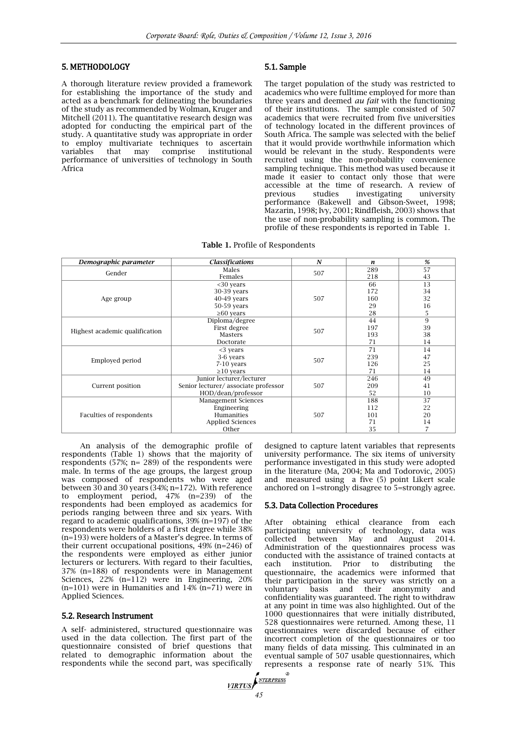## 5. METHODOLOGY

A thorough literature review provided a framework for establishing the importance of the study and acted as a benchmark for delineating the boundaries of the study as recommended by Wolman, Kruger and Mitchell (2011). The quantitative research design was adopted for conducting the empirical part of the study. A quantitative study was appropriate in order to employ multivariate techniques to ascertain variables that may comprise institutional performance of universities of technology in South Africa

### 5.1. Sample

The target population of the study was restricted to academics who were fulltime employed for more than three years and deemed *au fait* with the functioning of their institutions. The sample consisted of 507 academics that were recruited from five universities of technology located in the different provinces of South Africa. The sample was selected with the belief that it would provide worthwhile information which would be relevant in the study. Respondents were recruited using the non-probability convenience sampling technique. This method was used because it made it easier to contact only those that were accessible at the time of research. A review of previous studies investigating university performance (Bakewell and Gibson-Sweet, 1998; Mazarin, 1998; Ivy, 2001; Rindfleish, 2003) shows that the use of non-probability sampling is common**.** The profile of these respondents is reported in Table 1.

**Table 1.** Profile of Respondents

| *Demographic parameter* | *Classifications* | *N* | *n* | *%* |
|---|---|---|---|---|
| Gender | Males | 507 | 289 | 57 |
| | Females | | 218 | 43 |
| Age group | <30 years | 507 | 66 | 13 |
| | 30-39 years | | 172 | 34 |
| | 40-49 years | | 160 | 32 |
| | 50-59 years | | 29 | 16 |
| | ≥60 years | | 28 | 5 |
| Highest academic qualification | Diploma/degree | 507 | 44 | 9 |
| | First degree | | 197 | 39 |
| | Masters | | 193 | 38 |
| | Doctorate | | 71 | 14 |
| Employed period | <3 years | 507 | 71 | 14 |
| | 3-6 years | | 239 | 47 |
| | 7-10 years | | 126 | 25 |
| | ≥10 years | | 71 | 14 |
| Current position | Junior lecturer/lecturer | 507 | 246 | 49 |
| | Senior lecturer/ associate professor | | 209 | 41 |
| | HOD/dean/professor | | 52 | 10 |
| Faculties of respondents | Management Sciences | 507 | 188 | 37 |
| | Engineering | | 112 | 22 |
| | Humanities | | 101 | 20 |
| | Applied Sciences | | 71 | 14 |
| | Other | | 35 | 7 |

An analysis of the demographic profile of respondents (Table 1) shows that the majority of respondents (57%; n= 289) of the respondents were male. In terms of the age groups, the largest group was composed of respondents who were aged between 30 and 30 years (34%; n=172). With reference to employment period, 47% (n=239) of the respondents had been employed as academics for periods ranging between three and six years. With regard to academic qualifications, 39% (n=197) of the respondents were holders of a first degree while 38% (n=193) were holders of a Master's degree. In terms of their current occupational positions, 49% (n=246) of the respondents were employed as either junior lecturers or lecturers. With regard to their faculties, 37% (n=188) of respondents were in Management Sciences, 22% (n=112) were in Engineering, 20% (n=101) were in Humanities and 14% (n=71) were in Applied Sciences.

### 5.2. Research Instrument

A self- administered, structured questionnaire was used in the data collection. The first part of the questionnaire consisted of brief questions that related to demographic information about the respondents while the second part, was specifically designed to capture latent variables that represents university performance. The six items of university performance investigated in this study were adopted in the literature (Ma, 2004; Ma and Todorovic, 2005) and measured using a five (5) point Likert scale anchored on 1=strongly disagree to 5=strongly agree.

### 5.3. Data Collection Procedures

After obtaining ethical clearance from each participating university of technology, data was collected between May and August 2014. Administration of the questionnaires process was conducted with the assistance of trained contacts at each institution. Prior to distributing the questionnaire, the academics were informed that their participation in the survey was strictly on a voluntary basis and their anonymity and confidentiality was guaranteed. The right to withdraw at any point in time was also highlighted. Out of the 1000 questionnaires that were initially distributed, 528 questionnaires were returned. Among these, 11 questionnaires were discarded because of either incorrect completion of the questionnaires or too many fields of data missing. This culminated in an eventual sample of 507 usable questionnaires, which represents a response rate of nearly 51%. This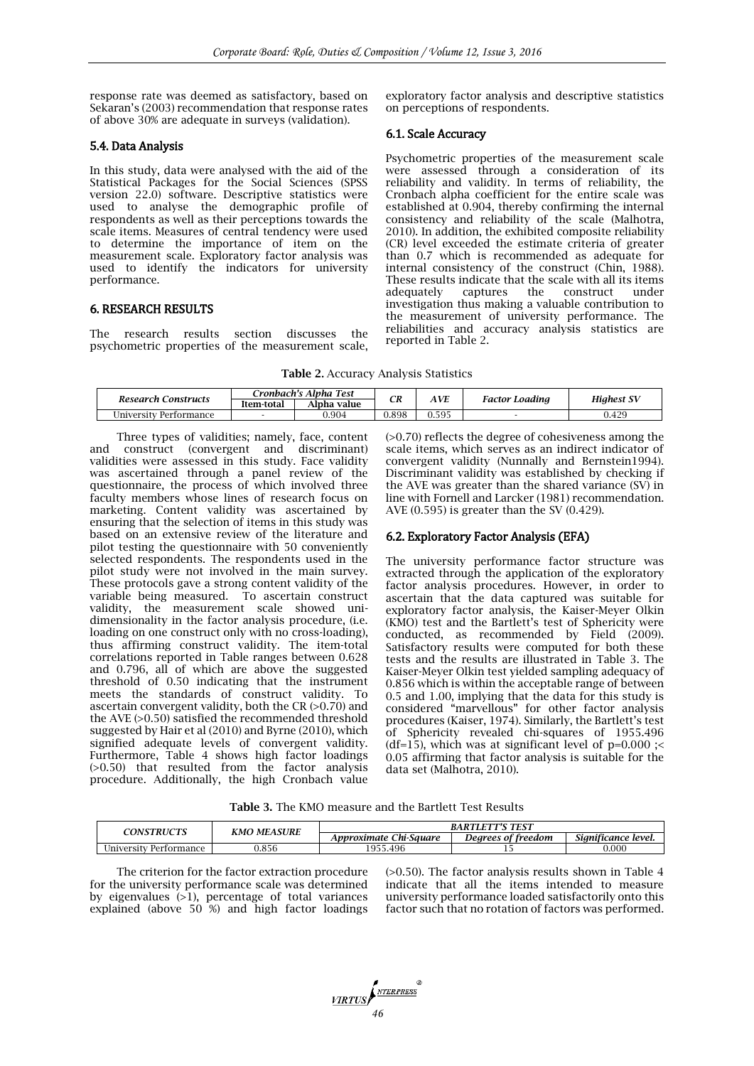response rate was deemed as satisfactory, based on Sekaran's (2003) recommendation that response rates of above 30% are adequate in surveys (validation).

### 5.4. Data Analysis

In this study, data were analysed with the aid of the Statistical Packages for the Social Sciences (SPSS version 22.0) software. Descriptive statistics were used to analyse the demographic profile of respondents as well as their perceptions towards the scale items. Measures of central tendency were used to determine the importance of item on the measurement scale. Exploratory factor analysis was used to identify the indicators for university performance.

## 6. RESEARCH RESULTS

The research results section discusses the psychometric properties of the measurement scale, exploratory factor analysis and descriptive statistics on perceptions of respondents.

### 6.1. Scale Accuracy

Psychometric properties of the measurement scale were assessed through a consideration of its reliability and validity. In terms of reliability, the Cronbach alpha coefficient for the entire scale was established at 0.904, thereby confirming the internal consistency and reliability of the scale (Malhotra, 2010). In addition, the exhibited composite reliability (CR) level exceeded the estimate criteria of greater than 0.7 which is recommended as adequate for internal consistency of the construct (Chin, 1988). These results indicate that the scale with all its items adequately captures the construct under investigation thus making a valuable contribution to the measurement of university performance. The reliabilities and accuracy analysis statistics are reported in Table 2.

**Table 2.** Accuracy Analysis Statistics

| *Research Constructs* | *Cronbach's Alpha Test* | | *CR* | *AVE* | *Factor Loading* | *Highest SV* |
|---|---|---|---|---|---|---|
| | **Item-total** | **Alpha value** | | | | |
| University Performance | - | 0.904 | 0.898 | 0.595 | - | 0.429 |

Three types of validities; namely, face, content and construct (convergent and discriminant) validities were assessed in this study. Face validity was ascertained through a panel review of the questionnaire, the process of which involved three faculty members whose lines of research focus on marketing. Content validity was ascertained by ensuring that the selection of items in this study was based on an extensive review of the literature and pilot testing the questionnaire with 50 conveniently selected respondents. The respondents used in the pilot study were not involved in the main survey. These protocols gave a strong content validity of the variable being measured. To ascertain construct validity, the measurement scale showed uni-dimensionality in the factor analysis procedure, (i.e. loading on one construct only with no cross-loading), thus affirming construct validity. The item-total correlations reported in Table ranges between 0.628 and 0.796, all of which are above the suggested threshold of 0.50 indicating that the instrument meets the standards of construct validity. To ascertain convergent validity, both the CR (>0.70) and the AVE (>0.50) satisfied the recommended threshold suggested by Hair et al (2010) and Byrne (2010), which signified adequate levels of convergent validity. Furthermore, Table 4 shows high factor loadings (>0.50) that resulted from the factor analysis procedure. Additionally, the high Cronbach value (>0.70) reflects the degree of cohesiveness among the scale items, which serves as an indirect indicator of convergent validity (Nunnally and Bernstein1994). Discriminant validity was established by checking if the AVE was greater than the shared variance (SV) in line with Fornell and Larcker (1981) recommendation. AVE (0.595) is greater than the SV (0.429).

### 6.2. Exploratory Factor Analysis (EFA)

The university performance factor structure was extracted through the application of the exploratory factor analysis procedures. However, in order to ascertain that the data captured was suitable for exploratory factor analysis, the Kaiser-Meyer Olkin (KMO) test and the Bartlett's test of Sphericity were conducted, as recommended by Field (2009). Satisfactory results were computed for both these tests and the results are illustrated in Table 3. The Kaiser-Meyer Olkin test yielded sampling adequacy of 0.856 which is within the acceptable range of between 0.5 and 1.00, implying that the data for this study is considered "marvellous" for other factor analysis procedures (Kaiser, 1974). Similarly, the Bartlett's test of Sphericity revealed chi-squares of 1955.496 (df=15), which was at significant level of p=0.000 ;< 0.05 affirming that factor analysis is suitable for the data set (Malhotra, 2010).

**Table 3.** The KMO measure and the Bartlett Test Results

| *CONSTRUCTS* | *KMO MEASURE* | *BARTLETT'S TEST* | | |
|---|---|---|---|---|
| | | *Approximate Chi-Square* | *Degrees of freedom* | *Significance level.* |
| University Performance | 0.856 | 1955.496 | 15 | 0.000 |

The criterion for the factor extraction procedure for the university performance scale was determined by eigenvalues (>1), percentage of total variances explained (above 50 %) and high factor loadings (>0.50). The factor analysis results shown in Table 4 indicate that all the items intended to measure university performance loaded satisfactorily onto this factor such that no rotation of factors was performed.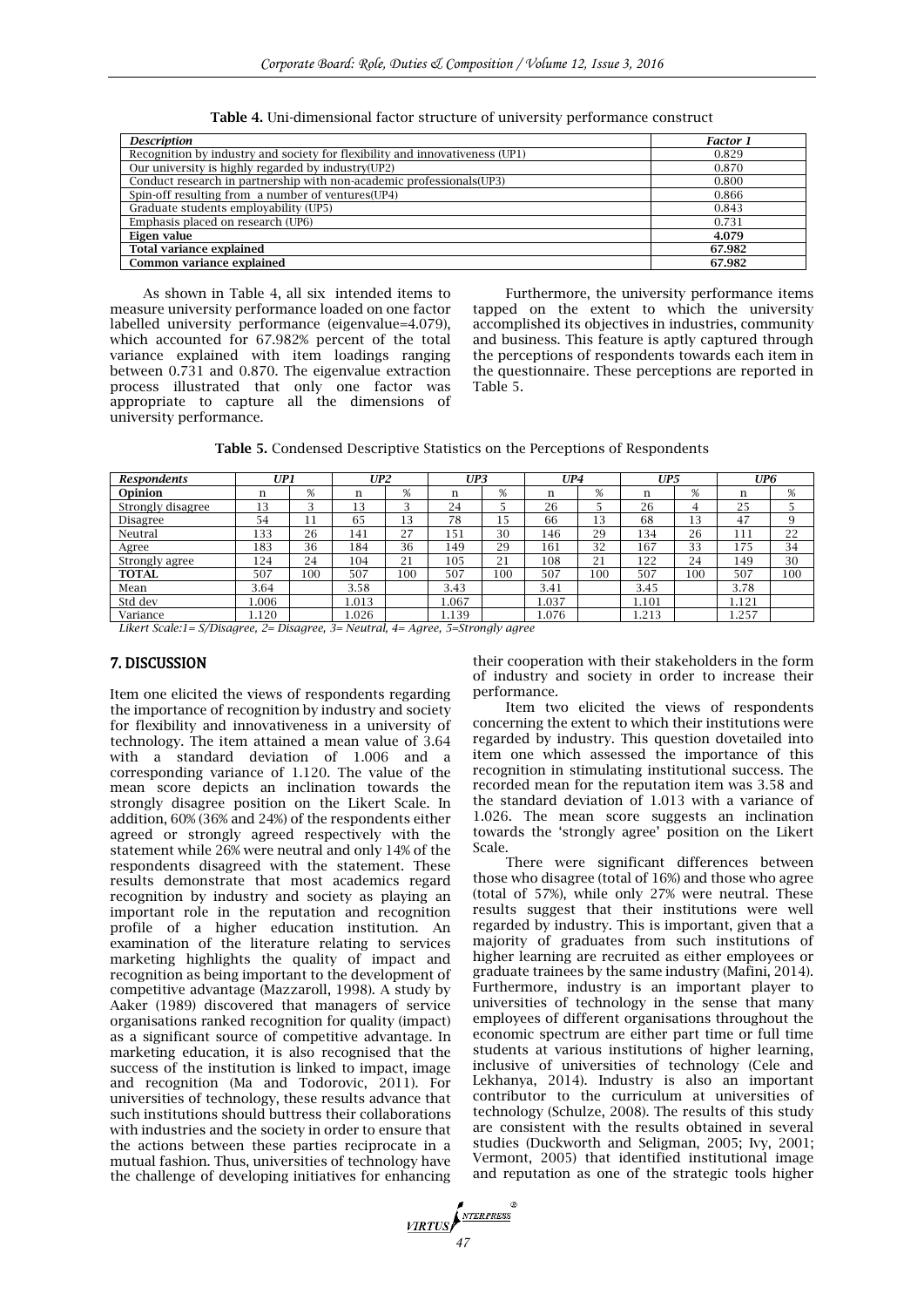**Table 4.** Uni-dimensional factor structure of university performance construct

| *Description* | *Factor 1* |
|---|---|
| Recognition by industry and society for flexibility and innovativeness (UP1) | 0.829 |
| Our university is highly regarded by industry(UP2) | 0.870 |
| Conduct research in partnership with non-academic professionals(UP3) | 0.800 |
| Spin-off resulting from a number of ventures(UP4) | 0.866 |
| Graduate students employability (UP5) | 0.843 |
| Emphasis placed on research (UP6) | 0.731 |
| **Eigen value** | **4.079** |
| **Total variance explained** | **67.982** |
| **Common variance explained** | **67.982** |

As shown in Table 4, all six intended items to measure university performance loaded on one factor labelled university performance (eigenvalue=4.079), which accounted for 67.982% percent of the total variance explained with item loadings ranging between 0.731 and 0.870. The eigenvalue extraction process illustrated that only one factor was appropriate to capture all the dimensions of university performance.

Furthermore, the university performance items tapped on the extent to which the university accomplished its objectives in industries, community and business. This feature is aptly captured through the perceptions of respondents towards each item in the questionnaire. These perceptions are reported in Table 5.

**Table 5.** Condensed Descriptive Statistics on the Perceptions of Respondents

| *Respondents* | *UP1* | | *UP2* | | *UP3* | | *UP4* | | *UP5* | | *UP6* | |
|---|---|---|---|---|---|---|---|---|---|---|---|---|
| **Opinion** | n | % | n | % | n | % | n | % | n | % | n | % |
| Strongly disagree | 13 | 3 | 13 | 3 | 24 | 5 | 26 | 5 | 26 | 4 | 25 | 5 |
| Disagree | 54 | 11 | 65 | 13 | 78 | 15 | 66 | 13 | 68 | 13 | 47 | 9 |
| Neutral | 133 | 26 | 141 | 27 | 151 | 30 | 146 | 29 | 134 | 26 | 111 | 22 |
| Agree | 183 | 36 | 184 | 36 | 149 | 29 | 161 | 32 | 167 | 33 | 175 | 34 |
| Strongly agree | 124 | 24 | 104 | 21 | 105 | 21 | 108 | 21 | 122 | 24 | 149 | 30 |
| **TOTAL** | 507 | 100 | 507 | 100 | 507 | 100 | 507 | 100 | 507 | 100 | 507 | 100 |
| Mean | 3.64 | | 3.58 | | 3.43 | | 3.41 | | 3.45 | | 3.78 | |
| Std dev | 1.006 | | 1.013 | | 1.067 | | 1.037 | | 1.101 | | 1.121 | |
| Variance | 1.120 | | 1.026 | | 1.139 | | 1.076 | | 1.213 | | 1.257 | |

*Likert Scale:1= S/Disagree, 2= Disagree, 3= Neutral, 4= Agree, 5=Strongly agree*

## 7. DISCUSSION

Item one elicited the views of respondents regarding the importance of recognition by industry and society for flexibility and innovativeness in a university of technology. The item attained a mean value of 3.64 with a standard deviation of 1.006 and a corresponding variance of 1.120. The value of the mean score depicts an inclination towards the strongly disagree position on the Likert Scale. In addition, 60% (36% and 24%) of the respondents either agreed or strongly agreed respectively with the statement while 26% were neutral and only 14% of the respondents disagreed with the statement. These results demonstrate that most academics regard recognition by industry and society as playing an important role in the reputation and recognition profile of a higher education institution. An examination of the literature relating to services marketing highlights the quality of impact and recognition as being important to the development of competitive advantage (Mazzaroll, 1998). A study by Aaker (1989) discovered that managers of service organisations ranked recognition for quality (impact) as a significant source of competitive advantage. In marketing education, it is also recognised that the success of the institution is linked to impact, image and recognition (Ma and Todorovic, 2011). For universities of technology, these results advance that such institutions should buttress their collaborations with industries and the society in order to ensure that the actions between these parties reciprocate in a mutual fashion. Thus, universities of technology have the challenge of developing initiatives for enhancing their cooperation with their stakeholders in the form of industry and society in order to increase their performance.

Item two elicited the views of respondents concerning the extent to which their institutions were regarded by industry. This question dovetailed into item one which assessed the importance of this recognition in stimulating institutional success. The recorded mean for the reputation item was 3.58 and the standard deviation of 1.013 with a variance of 1.026. The mean score suggests an inclination towards the 'strongly agree' position on the Likert Scale.

There were significant differences between those who disagree (total of 16%) and those who agree (total of 57%), while only 27% were neutral. These results suggest that their institutions were well regarded by industry. This is important, given that a majority of graduates from such institutions of higher learning are recruited as either employees or graduate trainees by the same industry (Mafini, 2014). Furthermore, industry is an important player to universities of technology in the sense that many employees of different organisations throughout the economic spectrum are either part time or full time students at various institutions of higher learning, inclusive of universities of technology (Cele and Lekhanya, 2014). Industry is also an important contributor to the curriculum at universities of technology (Schulze, 2008). The results of this study are consistent with the results obtained in several studies (Duckworth and Seligman, 2005; Ivy, 2001; Vermont, 2005) that identified institutional image and reputation as one of the strategic tools higher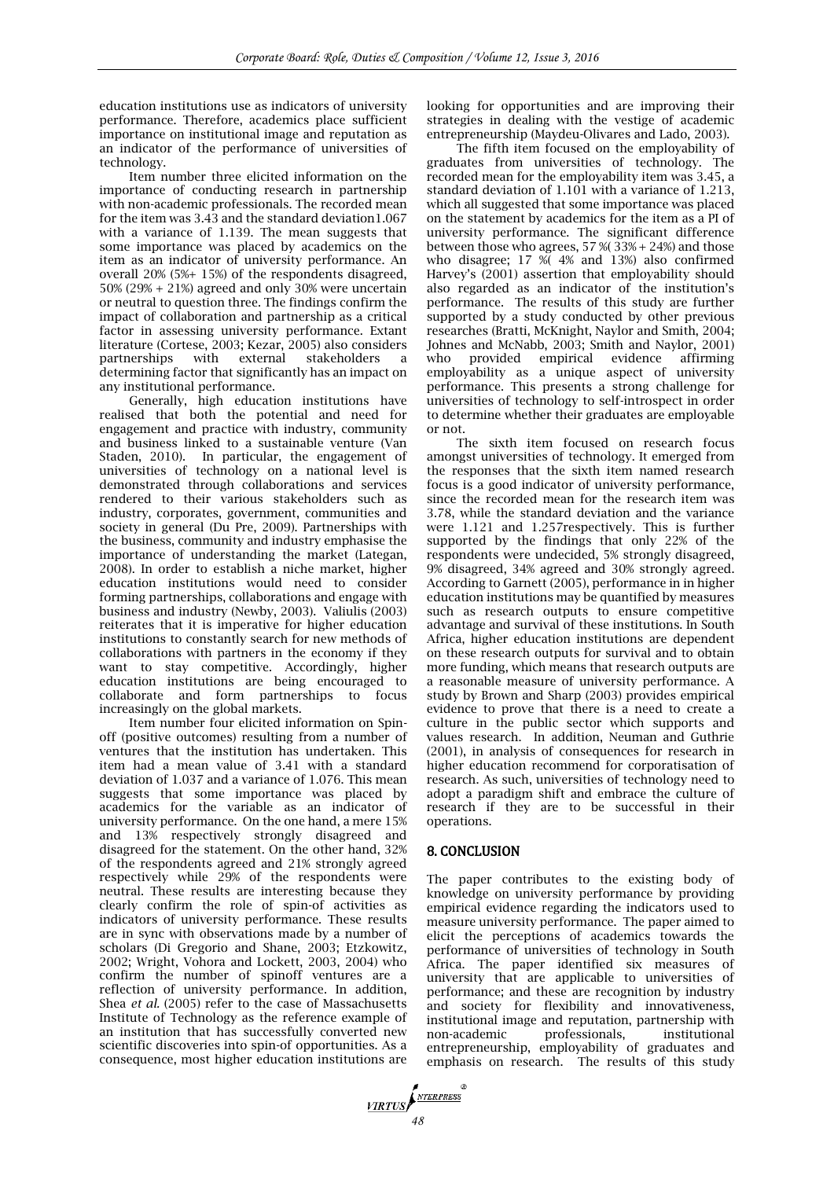education institutions use as indicators of university performance. Therefore, academics place sufficient importance on institutional image and reputation as an indicator of the performance of universities of technology.

Item number three elicited information on the importance of conducting research in partnership with non-academic professionals. The recorded mean for the item was 3.43 and the standard deviation1.067 with a variance of 1.139. The mean suggests that some importance was placed by academics on the item as an indicator of university performance. An overall 20% (5%+ 15%) of the respondents disagreed, 50% (29% + 21%) agreed and only 30% were uncertain or neutral to question three. The findings confirm the impact of collaboration and partnership as a critical factor in assessing university performance. Extant literature (Cortese, 2003; Kezar, 2005) also considers partnerships with external stakeholders a determining factor that significantly has an impact on any institutional performance.

Generally, high education institutions have realised that both the potential and need for engagement and practice with industry, community and business linked to a sustainable venture (Van Staden, 2010). In particular, the engagement of universities of technology on a national level is demonstrated through collaborations and services rendered to their various stakeholders such as industry, corporates, government, communities and society in general (Du Pre, 2009). Partnerships with the business, community and industry emphasise the importance of understanding the market (Lategan, 2008). In order to establish a niche market, higher education institutions would need to consider forming partnerships, collaborations and engage with business and industry (Newby, 2003). Valiulis (2003) reiterates that it is imperative for higher education institutions to constantly search for new methods of collaborations with partners in the economy if they want to stay competitive. Accordingly, higher education institutions are being encouraged to collaborate and form partnerships to focus increasingly on the global markets.

Item number four elicited information on Spin-off (positive outcomes) resulting from a number of ventures that the institution has undertaken. This item had a mean value of 3.41 with a standard deviation of 1.037 and a variance of 1.076. This mean suggests that some importance was placed by academics for the variable as an indicator of university performance. On the one hand, a mere 15% and 13% respectively strongly disagreed and disagreed for the statement. On the other hand, 32% of the respondents agreed and 21% strongly agreed respectively while 29% of the respondents were neutral. These results are interesting because they clearly confirm the role of spin-of activities as indicators of university performance. These results are in sync with observations made by a number of scholars (Di Gregorio and Shane, 2003; Etzkowitz, 2002; Wright, Vohora and Lockett, 2003, 2004) who confirm the number of spinoff ventures are a reflection of university performance. In addition, Shea *et al.* (2005) refer to the case of Massachusetts Institute of Technology as the reference example of an institution that has successfully converted new scientific discoveries into spin-of opportunities. As a consequence, most higher education institutions are looking for opportunities and are improving their strategies in dealing with the vestige of academic entrepreneurship (Maydeu-Olivares and Lado, 2003).

The fifth item focused on the employability of graduates from universities of technology. The recorded mean for the employability item was 3.45, a standard deviation of 1.101 with a variance of 1.213, which all suggested that some importance was placed on the statement by academics for the item as a PI of university performance. The significant difference between those who agrees, 57 %( 33% + 24%) and those who disagree; 17 %( 4% and 13%) also confirmed Harvey's (2001) assertion that employability should also regarded as an indicator of the institution's performance. The results of this study are further supported by a study conducted by other previous researches (Bratti, McKnight, Naylor and Smith, 2004; Johnes and McNabb, 2003; Smith and Naylor, 2001) who provided empirical evidence affirming employability as a unique aspect of university performance. This presents a strong challenge for universities of technology to self-introspect in order to determine whether their graduates are employable or not.

The sixth item focused on research focus amongst universities of technology. It emerged from the responses that the sixth item named research focus is a good indicator of university performance, since the recorded mean for the research item was 3.78, while the standard deviation and the variance were 1.121 and 1.257respectively. This is further supported by the findings that only 22% of the respondents were undecided, 5% strongly disagreed, 9% disagreed, 34% agreed and 30% strongly agreed. According to Garnett (2005), performance in in higher education institutions may be quantified by measures such as research outputs to ensure competitive advantage and survival of these institutions. In South Africa, higher education institutions are dependent on these research outputs for survival and to obtain more funding, which means that research outputs are a reasonable measure of university performance. A study by Brown and Sharp (2003) provides empirical evidence to prove that there is a need to create a culture in the public sector which supports and values research. In addition, Neuman and Guthrie (2001), in analysis of consequences for research in higher education recommend for corporatisation of research. As such, universities of technology need to adopt a paradigm shift and embrace the culture of research if they are to be successful in their operations.

## 8. CONCLUSION

The paper contributes to the existing body of knowledge on university performance by providing empirical evidence regarding the indicators used to measure university performance. The paper aimed to elicit the perceptions of academics towards the performance of universities of technology in South Africa. The paper identified six measures of university that are applicable to universities of performance; and these are recognition by industry and society for flexibility and innovativeness, institutional image and reputation, partnership with non-academic professionals, institutional entrepreneurship, employability of graduates and emphasis on research. The results of this study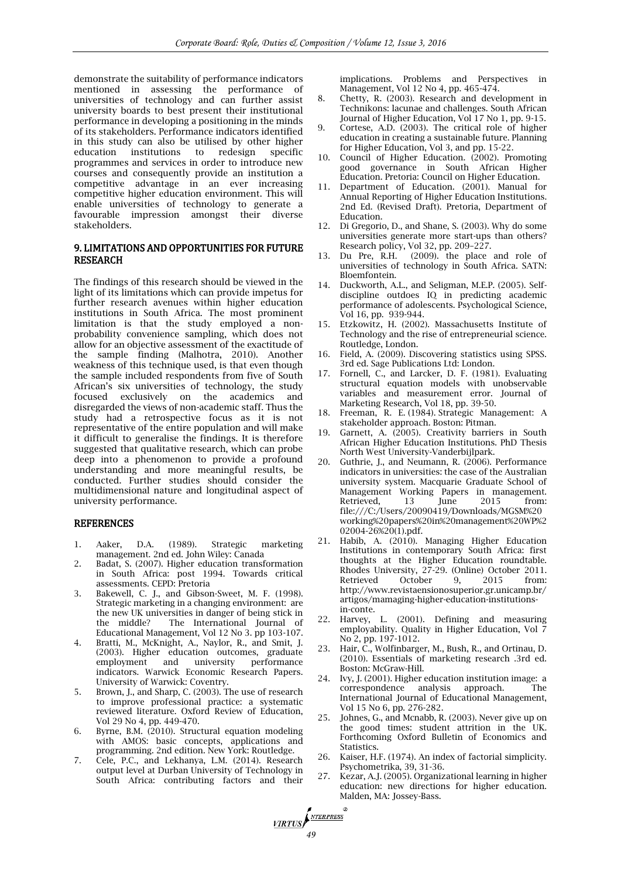demonstrate the suitability of performance indicators mentioned in assessing the performance of universities of technology and can further assist university boards to best present their institutional performance in developing a positioning in the minds of its stakeholders. Performance indicators identified in this study can also be utilised by other higher education institutions to redesign specific programmes and services in order to introduce new courses and consequently provide an institution a competitive advantage in an ever increasing competitive higher education environment. This will enable universities of technology to generate a favourable impression amongst their diverse stakeholders.

## 9. LIMITATIONS AND OPPORTUNITIES FOR FUTURE RESEARCH

The findings of this research should be viewed in the light of its limitations which can provide impetus for further research avenues within higher education institutions in South Africa. The most prominent limitation is that the study employed a non-probability convenience sampling, which does not allow for an objective assessment of the exactitude of the sample finding (Malhotra, 2010). Another weakness of this technique used, is that even though the sample included respondents from five of South African's six universities of technology, the study focused exclusively on the academics and disregarded the views of non-academic staff. Thus the study had a retrospective focus as it is not representative of the entire population and will make it difficult to generalise the findings. It is therefore suggested that qualitative research, which can probe deep into a phenomenon to provide a profound understanding and more meaningful results, be conducted. Further studies should consider the multidimensional nature and longitudinal aspect of university performance.

## REFERENCES

1. Aaker, D.A. (1989). Strategic marketing management. 2nd ed. John Wiley: Canada
2. Badat, S. (2007). Higher education transformation in South Africa: post 1994. Towards critical assessments. CEPD: Pretoria
3. Bakewell, C. J., and Gibson-Sweet, M. F. (1998). Strategic marketing in a changing environment: are the new UK universities in danger of being stick in the middle? The International Journal of Educational Management, Vol 12 No 3. pp 103-107.
4. Bratti, M., McKnight, A., Naylor, R., and Smit, J. (2003). Higher education outcomes, graduate employment and university performance indicators. Warwick Economic Research Papers. University of Warwick: Coventry.
5. Brown, J., and Sharp, C. (2003). The use of research to improve professional practice: a systematic reviewed literature. Oxford Review of Education, Vol 29 No 4, pp. 449-470.
6. Byrne, B.M. (2010). Structural equation modeling with AMOS: basic concepts, applications and programming. 2nd edition. New York: Routledge.
7. Cele, P.C., and Lekhanya, L.M. (2014). Research output level at Durban University of Technology in South Africa: contributing factors and their implications. Problems and Perspectives in Management, Vol 12 No 4, pp. 465-474.
8. Chetty, R. (2003). Research and development in Technikons: lacunae and challenges. South African Journal of Higher Education, Vol 17 No 1, pp. 9-15.
9. Cortese, A.D. (2003). The critical role of higher education in creating a sustainable future. Planning for Higher Education, Vol 3, and pp. 15-22.
10. Council of Higher Education. (2002). Promoting good governance in South African Higher Education. Pretoria: Council on Higher Education.
11. Department of Education. (2001). Manual for Annual Reporting of Higher Education Institutions. 2nd Ed. (Revised Draft). Pretoria, Department of Education.
12. Di Gregorio, D., and Shane, S. (2003). Why do some universities generate more start-ups than others? Research policy, Vol 32, pp. 209–227.
13. Du Pre, R.H. (2009). the place and role of universities of technology in South Africa. SATN: Bloemfontein.
14. Duckworth, A.L., and Seligman, M.E.P. (2005). Self-discipline outdoes IQ in predicting academic performance of adolescents. Psychological Science, Vol 16, pp. 939-944.
15. Etzkowitz, H. (2002). Massachusetts Institute of Technology and the rise of entrepreneurial science. Routledge, London.
16. Field, A. (2009). Discovering statistics using SPSS. 3rd ed. Sage Publications Ltd: London.
17. Fornell, C., and Larcker, D. F. (1981). Evaluating structural equation models with unobservable variables and measurement error. Journal of Marketing Research, Vol 18, pp. 39-50.
18. Freeman, R. E. (1984). Strategic Management: A stakeholder approach. Boston: Pitman.
19. Garnett, A. (2005). Creativity barriers in South African Higher Education Institutions. PhD Thesis North West University-Vanderbijlpark.
20. Guthrie, J., and Neumann, R. (2006). Performance indicators in universities: the case of the Australian university system. Macquarie Graduate School of Management Working Papers in management. Retrieved, 13 June 2015 from: file:///C:/Users/20090419/Downloads/MGSM%20 working%20papers%20in%20management%20WP%2 02004-26%20(1).pdf.
21. Habib, A. (2010). Managing Higher Education Institutions in contemporary South Africa: first thoughts at the Higher Education roundtable. Rhodes University, 27-29. (Online) October 2011. Retrieved October 9, 2015 from: http://www.revistaensionosuperior.gr.unicamp.br/ artigos/mamaging-higher-education-institutions-in-conte.
22. Harvey, L. (2001). Defining and measuring employability. Quality in Higher Education, Vol 7 No 2, pp. 197-1012.
23. Hair, C., Wolfinbarger, M., Bush, R., and Ortinau, D. (2010). Essentials of marketing research .3rd ed. Boston: McGraw-Hill.
24. Ivy, J. (2001). Higher education institution image: a correspondence analysis approach. The International Journal of Educational Management, Vol 15 No 6, pp. 276-282.
25. Johnes, G., and Mcnabb, R. (2003). Never give up on the good times: student attrition in the UK. Forthcoming Oxford Bulletin of Economics and Statistics.
26. Kaiser, H.F. (1974). An index of factorial simplicity. Psychometrika, 39, 31-36.
27. Kezar, A.J. (2005). Organizational learning in higher education: new directions for higher education. Malden, MA: Jossey-Bass.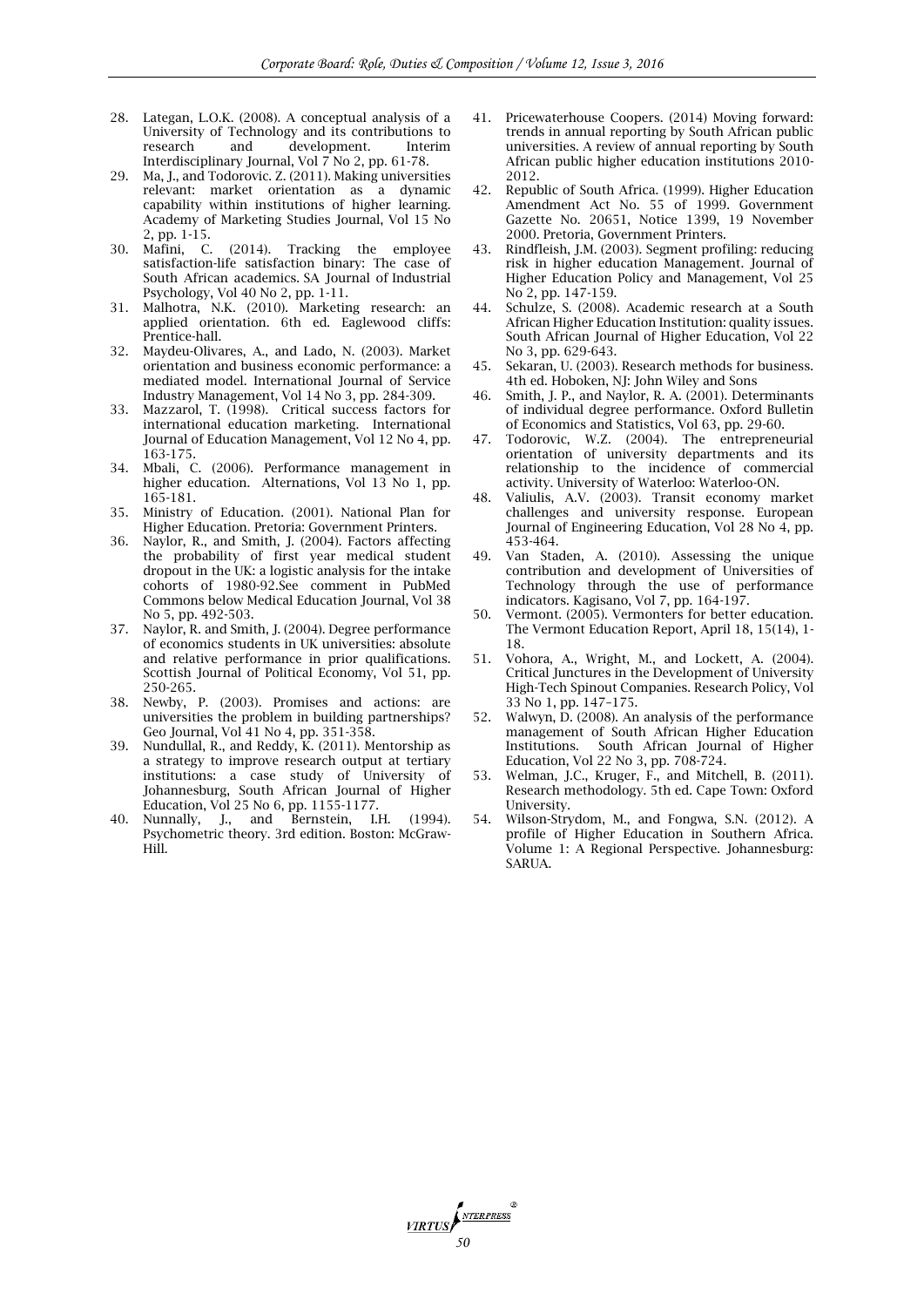28. Lategan, L.O.K. (2008). A conceptual analysis of a University of Technology and its contributions to research and development. Interim Interdisciplinary Journal, Vol 7 No 2, pp. 61-78.
29. Ma, J., and Todorovic. Z. (2011). Making universities relevant: market orientation as a dynamic capability within institutions of higher learning. Academy of Marketing Studies Journal, Vol 15 No 2, pp. 1-15.
30. Mafini, C. (2014). Tracking the employee satisfaction-life satisfaction binary: The case of South African academics. SA Journal of Industrial Psychology, Vol 40 No 2, pp. 1-11.
31. Malhotra, N.K. (2010). Marketing research: an applied orientation. 6th ed. Eaglewood cliffs: Prentice-hall.
32. Maydeu-Olivares, A., and Lado, N. (2003). Market orientation and business economic performance: a mediated model. International Journal of Service Industry Management, Vol 14 No 3, pp. 284-309.
33. Mazzarol, T. (1998). Critical success factors for international education marketing. International Journal of Education Management, Vol 12 No 4, pp. 163-175.
34. Mbali, C. (2006). Performance management in higher education. Alternations, Vol 13 No 1, pp. 165-181.
35. Ministry of Education. (2001). National Plan for Higher Education. Pretoria: Government Printers.
36. Naylor, R., and Smith, J. (2004). Factors affecting the probability of first year medical student dropout in the UK: a logistic analysis for the intake cohorts of 1980-92.See comment in PubMed Commons below Medical Education Journal, Vol 38 No 5, pp. 492-503.
37. Naylor, R. and Smith, J. (2004). Degree performance of economics students in UK universities: absolute and relative performance in prior qualifications. Scottish Journal of Political Economy, Vol 51, pp. 250-265.
38. Newby, P. (2003). Promises and actions: are universities the problem in building partnerships? Geo Journal, Vol 41 No 4, pp. 351-358.
39. Nundullal, R., and Reddy, K. (2011). Mentorship as a strategy to improve research output at tertiary institutions: a case study of University of Johannesburg, South African Journal of Higher Education, Vol 25 No 6, pp. 1155-1177.
40. Nunnally, J., and Bernstein, I.H. (1994). Psychometric theory. 3rd edition. Boston: McGraw-Hill.
41. Pricewaterhouse Coopers. (2014) Moving forward: trends in annual reporting by South African public universities. A review of annual reporting by South African public higher education institutions 2010-2012.
42. Republic of South Africa. (1999). Higher Education Amendment Act No. 55 of 1999. Government Gazette No. 20651, Notice 1399, 19 November 2000. Pretoria, Government Printers.
43. Rindfleish, J.M. (2003). Segment profiling: reducing risk in higher education Management. Journal of Higher Education Policy and Management, Vol 25 No 2, pp. 147-159.
44. Schulze, S. (2008). Academic research at a South African Higher Education Institution: quality issues. South African Journal of Higher Education, Vol 22 No 3, pp. 629-643.
45. Sekaran, U. (2003). Research methods for business. 4th ed. Hoboken, NJ: John Wiley and Sons
46. Smith, J. P., and Naylor, R. A. (2001). Determinants of individual degree performance. Oxford Bulletin of Economics and Statistics, Vol 63, pp. 29-60.
47. Todorovic, W.Z. (2004). The entrepreneurial orientation of university departments and its relationship to the incidence of commercial activity. University of Waterloo: Waterloo-ON.
48. Valiulis, A.V. (2003). Transit economy market challenges and university response. European Journal of Engineering Education, Vol 28 No 4, pp. 453-464.
49. Van Staden, A. (2010). Assessing the unique contribution and development of Universities of Technology through the use of performance indicators. Kagisano, Vol 7, pp. 164-197.
50. Vermont. (2005). Vermonters for better education. The Vermont Education Report, April 18, 15(14), 1-18.
51. Vohora, A., Wright, M., and Lockett, A. (2004). Critical Junctures in the Development of University High-Tech Spinout Companies. Research Policy, Vol 33 No 1, pp. 147–175.
52. Walwyn, D. (2008). An analysis of the performance management of South African Higher Education Institutions. South African Journal of Higher Education, Vol 22 No 3, pp. 708-724.
53. Welman, J.C., Kruger, F., and Mitchell, B. (2011). Research methodology. 5th ed. Cape Town: Oxford University.
54. Wilson-Strydom, M., and Fongwa, S.N. (2012). A profile of Higher Education in Southern Africa. Volume 1: A Regional Perspective. Johannesburg: SARUA.